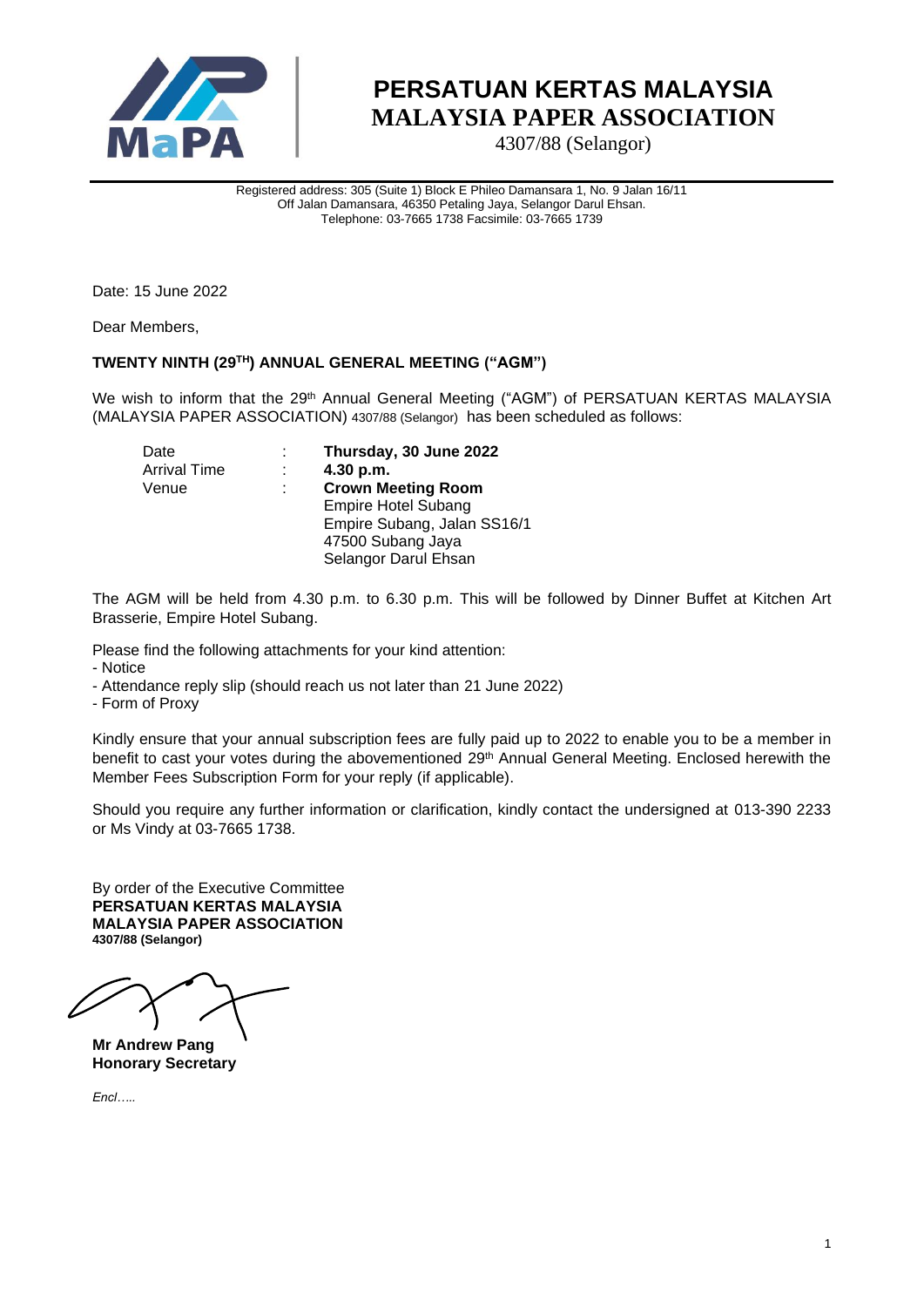# PERSATUAN KERTAS MALAYSIA
# MALAYSIA PAPER ASSOCIATION

4307/88 (Selangor)

Registered address: 305 (Suite 1) Block E Phileo Damansara 1, No. 9 Jalan 16/11
Off Jalan Damansara, 46350 Petaling Jaya, Selangor Darul Ehsan.
Telephone: 03-7665 1738 Facsimile: 03-7665 1739

Date: 15 June 2022

Dear Members,

**TWENTY NINTH (29TH) ANNUAL GENERAL MEETING ("AGM")**

We wish to inform that the 29th Annual General Meeting ("AGM") of PERSATUAN KERTAS MALAYSIA (MALAYSIA PAPER ASSOCIATION) 4307/88 (Selangor) has been scheduled as follows:

| | | |
|---|---|---|
| Date | : | **Thursday, 30 June 2022** |
| Arrival Time | : | **4.30 p.m.** |
| Venue | : | **Crown Meeting Room**<br>Empire Hotel Subang<br>Empire Subang, Jalan SS16/1<br>47500 Subang Jaya<br>Selangor Darul Ehsan |

The AGM will be held from 4.30 p.m. to 6.30 p.m. This will be followed by Dinner Buffet at Kitchen Art Brasserie, Empire Hotel Subang.

Please find the following attachments for your kind attention:
- Notice
- Attendance reply slip (should reach us not later than 21 June 2022)
- Form of Proxy

Kindly ensure that your annual subscription fees are fully paid up to 2022 to enable you to be a member in benefit to cast your votes during the abovementioned 29th Annual General Meeting. Enclosed herewith the Member Fees Subscription Form for your reply (if applicable).

Should you require any further information or clarification, kindly contact the undersigned at 013-390 2233 or Ms Vindy at 03-7665 1738.

By order of the Executive Committee
**PERSATUAN KERTAS MALAYSIA**
**MALAYSIA PAPER ASSOCIATION**
**4307/88 (Selangor)**

**Mr Andrew Pang**
**Honorary Secretary**

*Encl…..*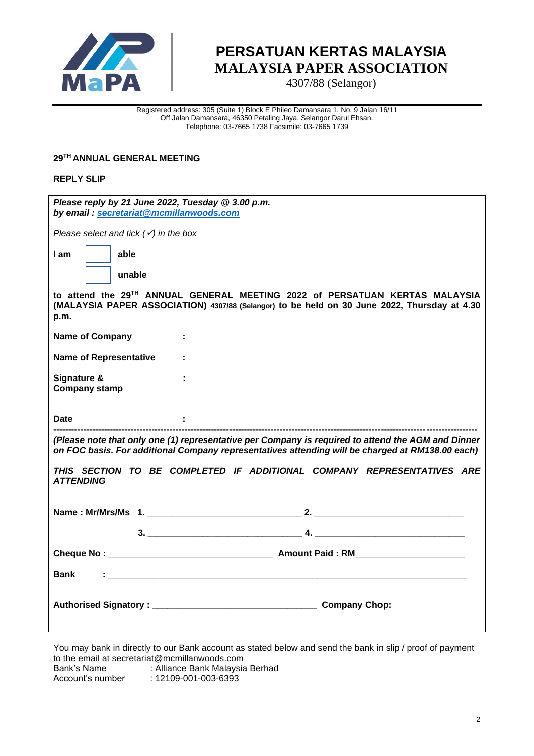# PERSATUAN KERTAS MALAYSIA
## MALAYSIA PAPER ASSOCIATION
4307/88 (Selangor)

Registered address: 305 (Suite 1) Block E Phileo Damansara 1, No. 9 Jalan 16/11
Off Jalan Damansara, 46350 Petaling Jaya, Selangor Darul Ehsan.
Telephone: 03-7665 1738 Facsimile: 03-7665 1739

**29TH ANNUAL GENERAL MEETING**

**REPLY SLIP**

***Please reply by 21 June 2022, Tuesday @ 3.00 p.m.***
***by email : secretariat@mcmillanwoods.com***

*Please select and tick (✓) in the box*

**I am** ☐ **able**

☐ **unable**

**to attend the 29TH ANNUAL GENERAL MEETING 2022 of PERSATUAN KERTAS MALAYSIA (MALAYSIA PAPER ASSOCIATION) 4307/88 (Selangor) to be held on 30 June 2022, Thursday at 4.30 p.m.**

**Name of Company** :

**Name of Representative** :

**Signature & Company stamp** :

**Date** :

---

***(Please note that only one (1) representative per Company is required to attend the AGM and Dinner on FOC basis. For additional Company representatives attending will be charged at RM138.00 each)***

***THIS SECTION TO BE COMPLETED IF ADDITIONAL COMPANY REPRESENTATIVES ARE ATTENDING***

**Name : Mr/Mrs/Ms 1.** ______________________ **2.** ______________________

**3.** ______________________ **4.** ______________________

**Cheque No :** ______________________ **Amount Paid : RM**______________________

**Bank :** ______________________

**Authorised Signatory :** ______________________ **Company Chop:**

You may bank in directly to our Bank account as stated below and send the bank in slip / proof of payment to the email at secretariat@mcmillanwoods.com

Bank's Name : Alliance Bank Malaysia Berhad
Account's number : 12109-001-003-6393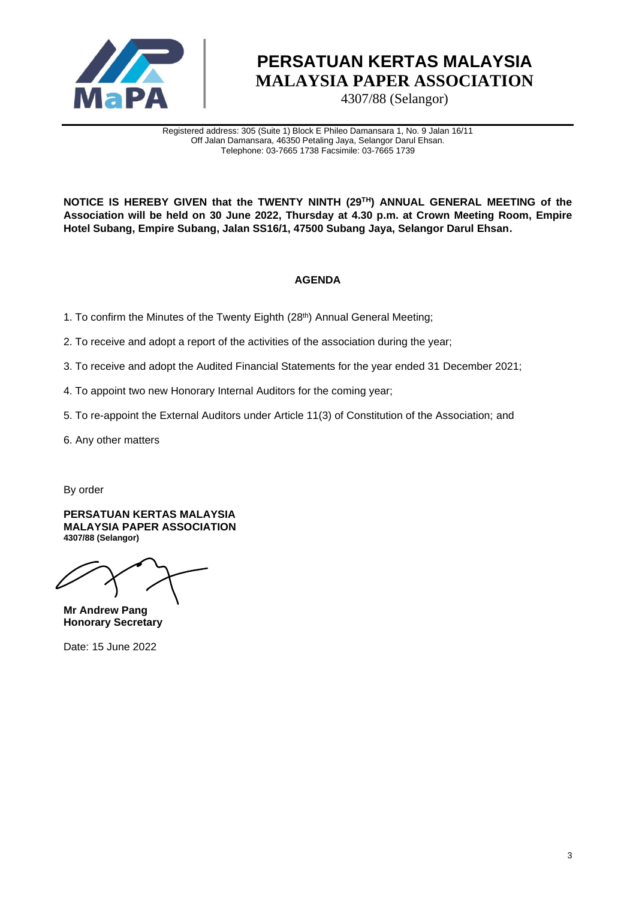# PERSATUAN KERTAS MALAYSIA
# MALAYSIA PAPER ASSOCIATION

4307/88 (Selangor)

Registered address: 305 (Suite 1) Block E Phileo Damansara 1, No. 9 Jalan 16/11
Off Jalan Damansara, 46350 Petaling Jaya, Selangor Darul Ehsan.
Telephone: 03-7665 1738 Facsimile: 03-7665 1739

**NOTICE IS HEREBY GIVEN that the TWENTY NINTH (29TH) ANNUAL GENERAL MEETING of the Association will be held on 30 June 2022, Thursday at 4.30 p.m. at Crown Meeting Room, Empire Hotel Subang, Empire Subang, Jalan SS16/1, 47500 Subang Jaya, Selangor Darul Ehsan.**

## AGENDA

1. To confirm the Minutes of the Twenty Eighth (28th) Annual General Meeting;
2. To receive and adopt a report of the activities of the association during the year;
3. To receive and adopt the Audited Financial Statements for the year ended 31 December 2021;
4. To appoint two new Honorary Internal Auditors for the coming year;
5. To re-appoint the External Auditors under Article 11(3) of Constitution of the Association; and
6. Any other matters

By order

**PERSATUAN KERTAS MALAYSIA**
**MALAYSIA PAPER ASSOCIATION**
**4307/88 (Selangor)**

**Mr Andrew Pang**
**Honorary Secretary**

Date: 15 June 2022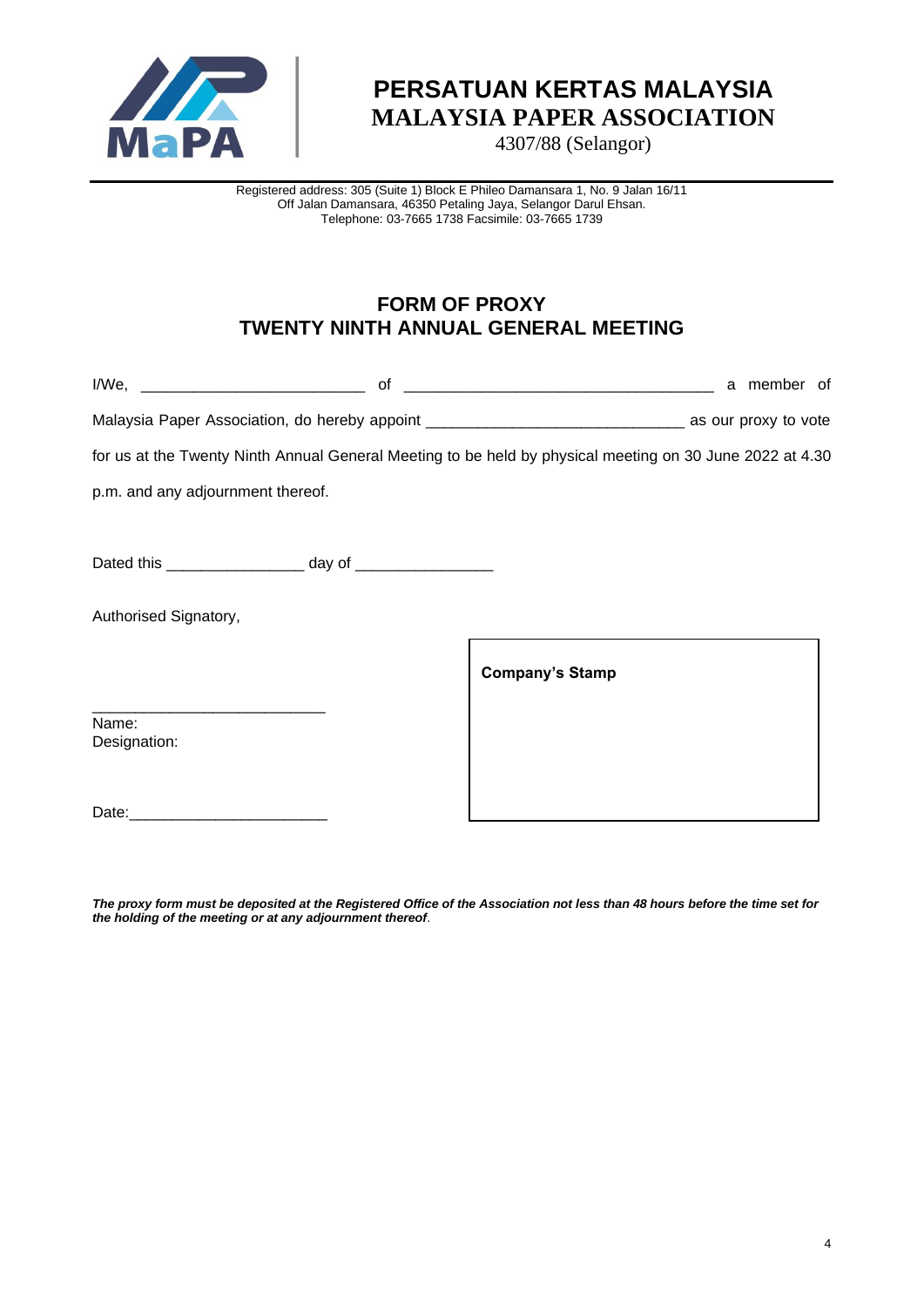# PERSATUAN KERTAS MALAYSIA
# MALAYSIA PAPER ASSOCIATION

4307/88 (Selangor)

Registered address: 305 (Suite 1) Block E Phileo Damansara 1, No. 9 Jalan 16/11
Off Jalan Damansara, 46350 Petaling Jaya, Selangor Darul Ehsan.
Telephone: 03-7665 1738 Facsimile: 03-7665 1739

## FORM OF PROXY
## TWENTY NINTH ANNUAL GENERAL MEETING

I/We, __________________________ of ____________________________________ a member of Malaysia Paper Association, do hereby appoint ______________________________ as our proxy to vote for us at the Twenty Ninth Annual General Meeting to be held by physical meeting on 30 June 2022 at 4.30 p.m. and any adjournment thereof.

Dated this ________________ day of ________________

Authorised Signatory,

___________________________
Name:
Designation:

Date:_______________________

**Company's Stamp**

***The proxy form must be deposited at the Registered Office of the Association not less than 48 hours before the time set for the holding of the meeting or at any adjournment thereof.***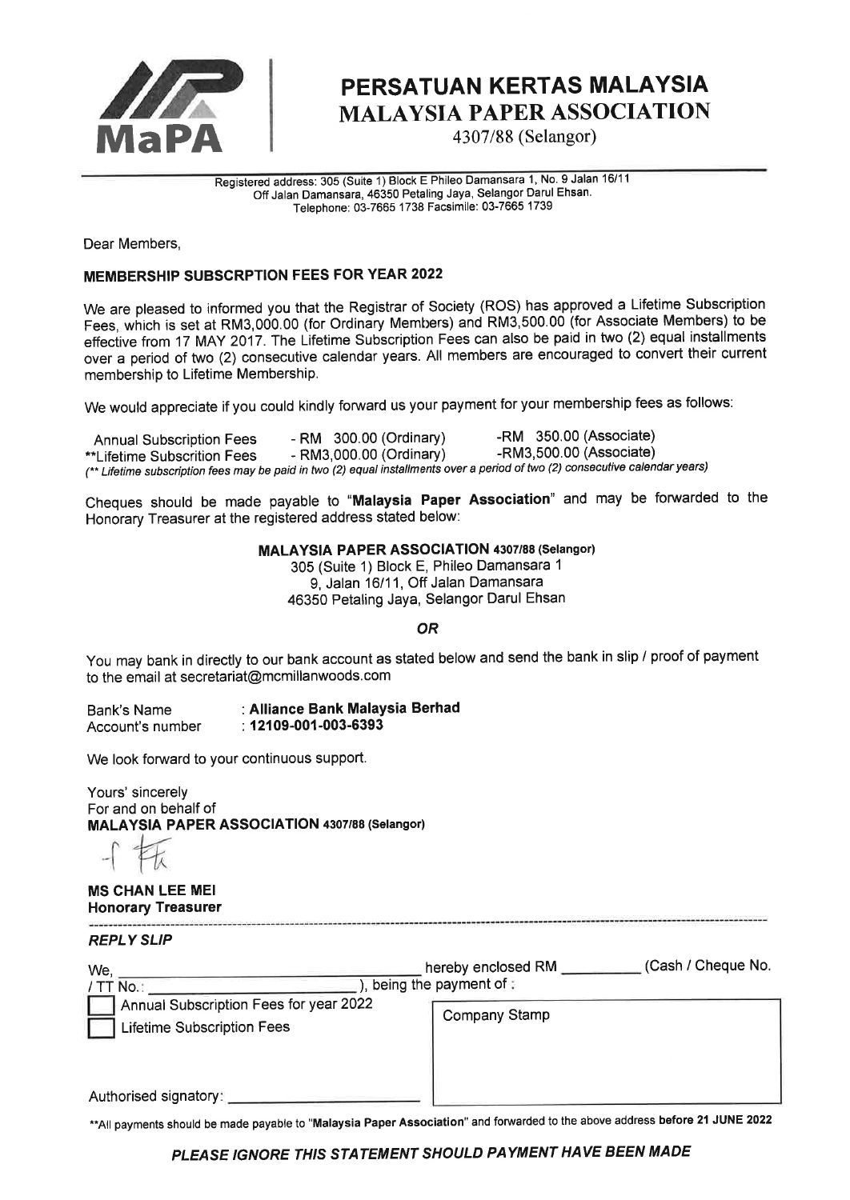# PERSATUAN KERTAS MALAYSIA
## MALAYSIA PAPER ASSOCIATION
4307/88 (Selangor)

Registered address: 305 (Suite 1) Block E Phileo Damansara 1, No. 9 Jalan 16/11
Off Jalan Damansara, 46350 Petaling Jaya, Selangor Darul Ehsan.
Telephone: 03-7665 1738 Facsimile: 03-7665 1739

Dear Members,

**MEMBERSHIP SUBSCRPTION FEES FOR YEAR 2022**

We are pleased to informed you that the Registrar of Society (ROS) has approved a Lifetime Subscription Fees, which is set at RM3,000.00 (for Ordinary Members) and RM3,500.00 (for Associate Members) to be effective from 17 MAY 2017. The Lifetime Subscription Fees can also be paid in two (2) equal installments over a period of two (2) consecutive calendar years. All members are encouraged to convert their current membership to Lifetime Membership.

We would appreciate if you could kindly forward us your payment for your membership fees as follows:

| | | |
|---|---|---|
| Annual Subscription Fees | - RM 300.00 (Ordinary) | -RM 350.00 (Associate) |
| **Lifetime Subscrition Fees | - RM3,000.00 (Ordinary) | -RM3,500.00 (Associate) |

*(** Lifetime subscription fees may be paid in two (2) equal installments over a period of two (2) consecutive calendar years)*

Cheques should be made payable to "**Malaysia Paper Association**" and may be forwarded to the Honorary Treasurer at the registered address stated below:

**MALAYSIA PAPER ASSOCIATION 4307/88 (Selangor)**
305 (Suite 1) Block E, Phileo Damansara 1
9, Jalan 16/11, Off Jalan Damansara
46350 Petaling Jaya, Selangor Darul Ehsan

***OR***

You may bank in directly to our bank account as stated below and send the bank in slip / proof of payment to the email at secretariat@mcmillanwoods.com

Bank's Name : **Alliance Bank Malaysia Berhad**
Account's number : **12109-001-003-6393**

We look forward to your continuous support.

Yours' sincerely
For and on behalf of
**MALAYSIA PAPER ASSOCIATION 4307/88 (Selangor)**

**MS CHAN LEE MEI**
**Honorary Treasurer**

---

***REPLY SLIP***

We, ______________________ hereby enclosed RM ________ (Cash / Cheque No. / TT No.: ______________________), being the payment of :

- [ ] Annual Subscription Fees for year 2022
- [ ] Lifetime Subscription Fees

Company Stamp

Authorised signatory: ______________________

**All payments should be made payable to "**Malaysia Paper Association**" and forwarded to the above address **before 21 JUNE 2022**

***PLEASE IGNORE THIS STATEMENT SHOULD PAYMENT HAVE BEEN MADE***